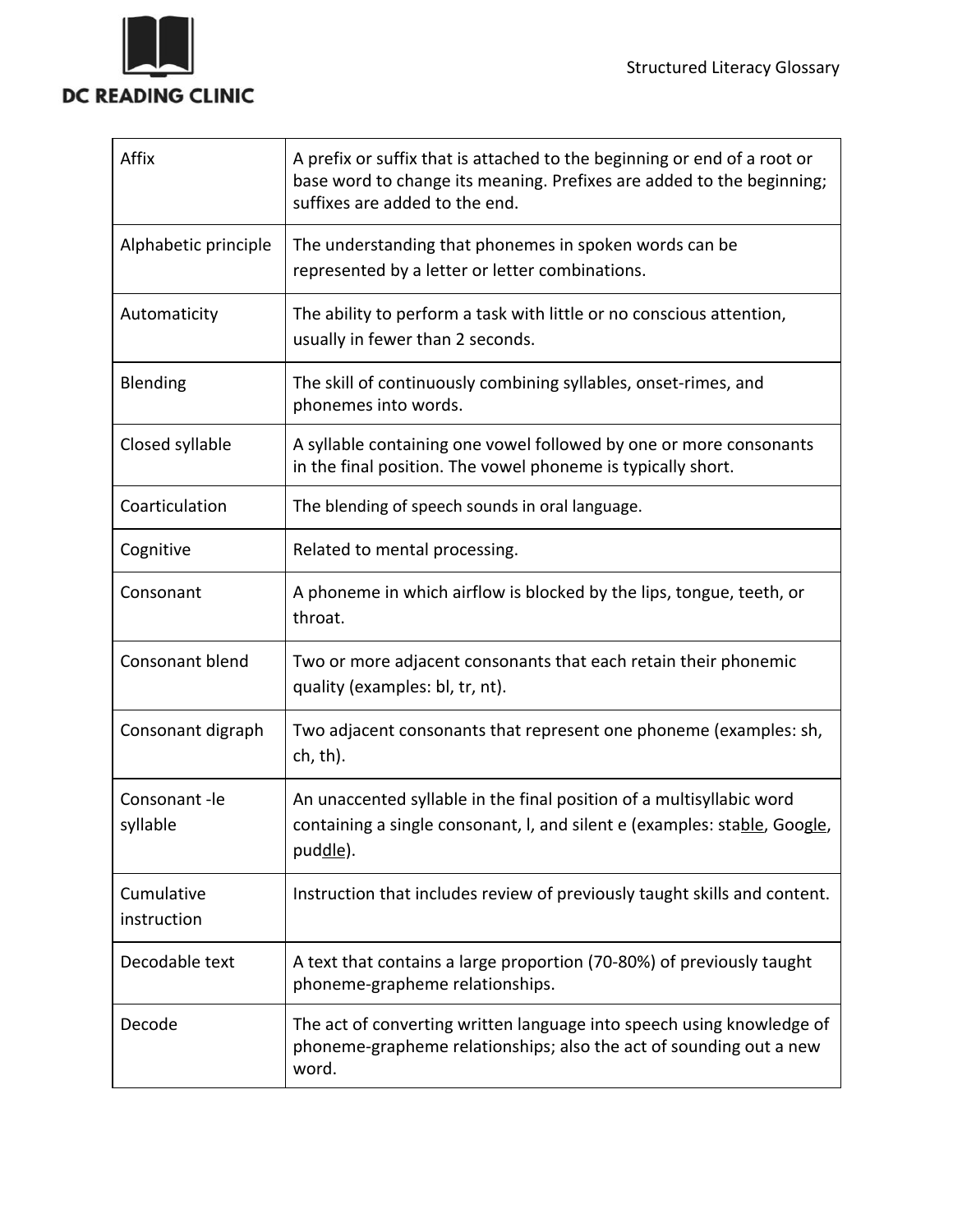| Affix | A prefix or suffix that is attached to the beginning or end of a root or base word to change its meaning. Prefixes are added to the beginning; suffixes are added to the end. |
|---|---|
| Alphabetic principle | The understanding that phonemes in spoken words can be represented by a letter or letter combinations. |
| Automaticity | The ability to perform a task with little or no conscious attention, usually in fewer than 2 seconds. |
| Blending | The skill of continuously combining syllables, onset-rimes, and phonemes into words. |
| Closed syllable | A syllable containing one vowel followed by one or more consonants in the final position. The vowel phoneme is typically short. |
| Coarticulation | The blending of speech sounds in oral language. |
| Cognitive | Related to mental processing. |
| Consonant | A phoneme in which airflow is blocked by the lips, tongue, teeth, or throat. |
| Consonant blend | Two or more adjacent consonants that each retain their phonemic quality (examples: bl, tr, nt). |
| Consonant digraph | Two adjacent consonants that represent one phoneme (examples: sh, ch, th). |
| Consonant -le syllable | An unaccented syllable in the final position of a multisyllabic word containing a single consonant, l, and silent e (examples: sta<u>ble</u>, Goo<u>gle</u>, pud<u>dle</u>). |
| Cumulative instruction | Instruction that includes review of previously taught skills and content. |
| Decodable text | A text that contains a large proportion (70-80%) of previously taught phoneme-grapheme relationships. |
| Decode | The act of converting written language into speech using knowledge of phoneme-grapheme relationships; also the act of sounding out a new word. |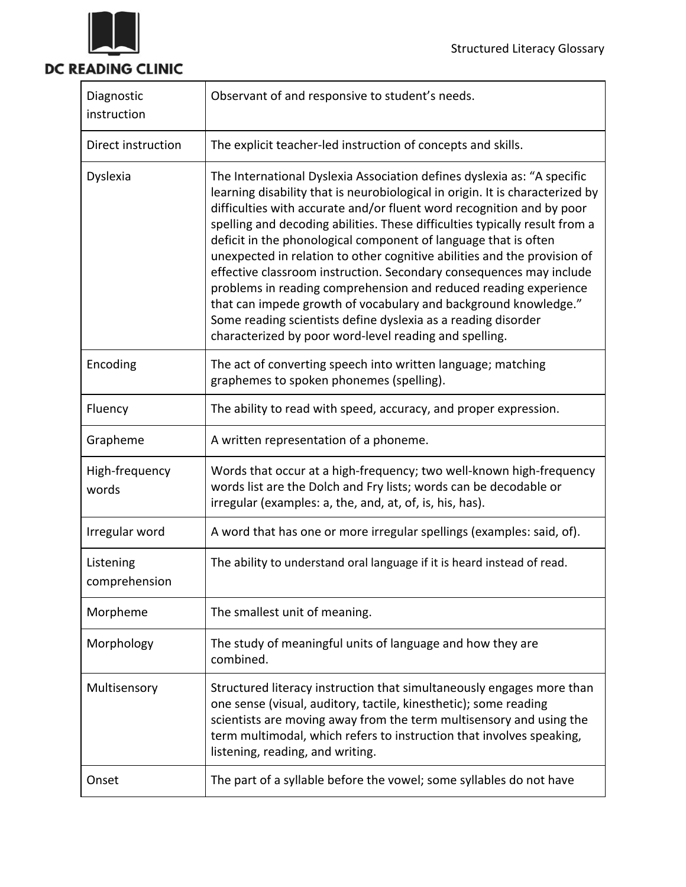| | |
|---|---|
| Diagnostic instruction | Observant of and responsive to student's needs. |
| Direct instruction | The explicit teacher-led instruction of concepts and skills. |
| Dyslexia | The International Dyslexia Association defines dyslexia as: "A specific learning disability that is neurobiological in origin. It is characterized by difficulties with accurate and/or fluent word recognition and by poor spelling and decoding abilities. These difficulties typically result from a deficit in the phonological component of language that is often unexpected in relation to other cognitive abilities and the provision of effective classroom instruction. Secondary consequences may include problems in reading comprehension and reduced reading experience that can impede growth of vocabulary and background knowledge." Some reading scientists define dyslexia as a reading disorder characterized by poor word-level reading and spelling. |
| Encoding | The act of converting speech into written language; matching graphemes to spoken phonemes (spelling). |
| Fluency | The ability to read with speed, accuracy, and proper expression. |
| Grapheme | A written representation of a phoneme. |
| High-frequency words | Words that occur at a high-frequency; two well-known high-frequency words list are the Dolch and Fry lists; words can be decodable or irregular (examples: a, the, and, at, of, is, his, has). |
| Irregular word | A word that has one or more irregular spellings (examples: said, of). |
| Listening comprehension | The ability to understand oral language if it is heard instead of read. |
| Morpheme | The smallest unit of meaning. |
| Morphology | The study of meaningful units of language and how they are combined. |
| Multisensory | Structured literacy instruction that simultaneously engages more than one sense (visual, auditory, tactile, kinesthetic); some reading scientists are moving away from the term multisensory and using the term multimodal, which refers to instruction that involves speaking, listening, reading, and writing. |
| Onset | The part of a syllable before the vowel; some syllables do not have |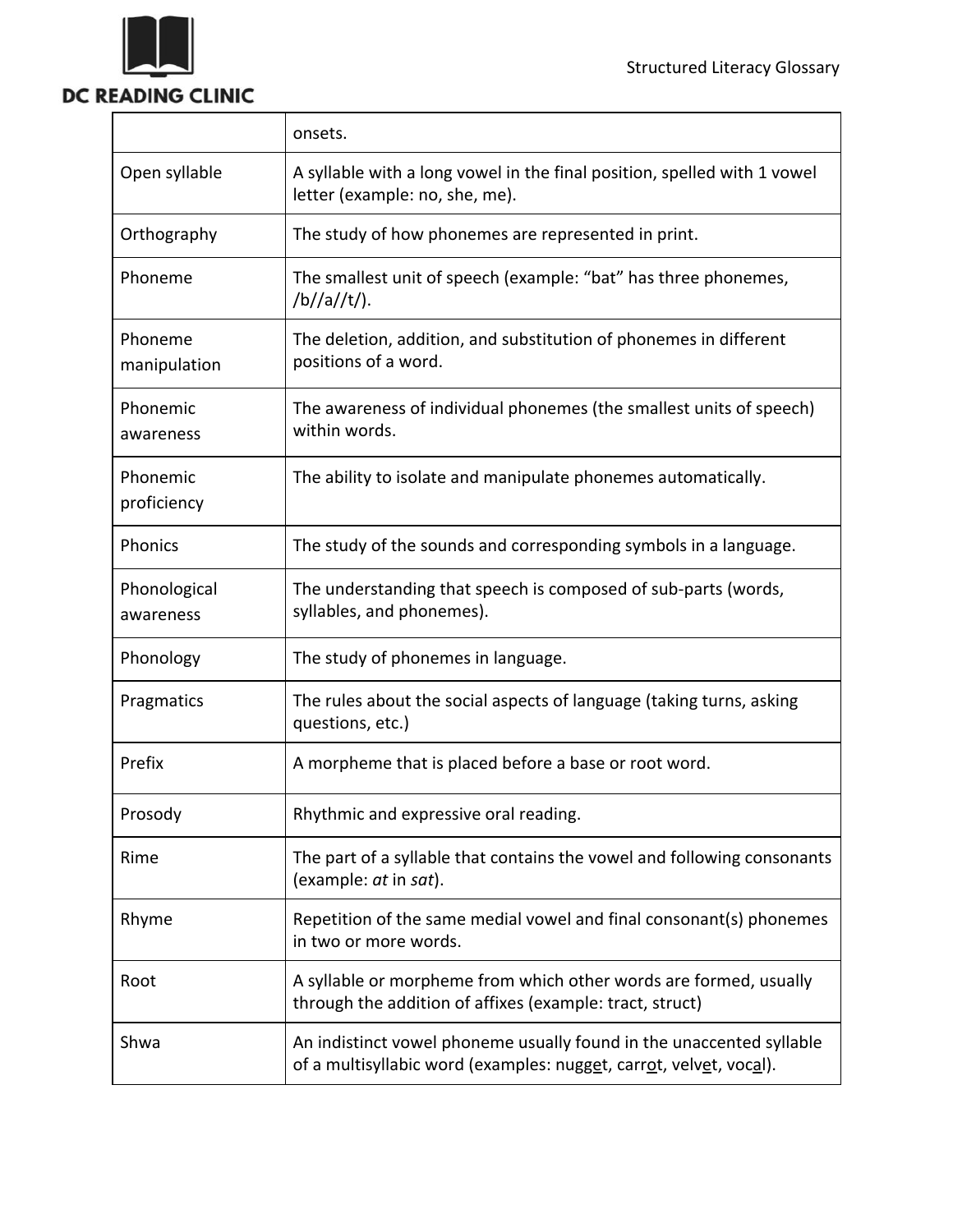| | onsets. |
|---|---|
| Open syllable | A syllable with a long vowel in the final position, spelled with 1 vowel letter (example: no, she, me). |
| Orthography | The study of how phonemes are represented in print. |
| Phoneme | The smallest unit of speech (example: "bat" has three phonemes, /b//a//t/). |
| Phoneme manipulation | The deletion, addition, and substitution of phonemes in different positions of a word. |
| Phonemic awareness | The awareness of individual phonemes (the smallest units of speech) within words. |
| Phonemic proficiency | The ability to isolate and manipulate phonemes automatically. |
| Phonics | The study of the sounds and corresponding symbols in a language. |
| Phonological awareness | The understanding that speech is composed of sub-parts (words, syllables, and phonemes). |
| Phonology | The study of phonemes in language. |
| Pragmatics | The rules about the social aspects of language (taking turns, asking questions, etc.) |
| Prefix | A morpheme that is placed before a base or root word. |
| Prosody | Rhythmic and expressive oral reading. |
| Rime | The part of a syllable that contains the vowel and following consonants (example: *at* in *sat*). |
| Rhyme | Repetition of the same medial vowel and final consonant(s) phonemes in two or more words. |
| Root | A syllable or morpheme from which other words are formed, usually through the addition of affixes (example: tract, struct) |
| Shwa | An indistinct vowel phoneme usually found in the unaccented syllable of a multisyllabic word (examples: nugget, carrot, velvet, vocal). |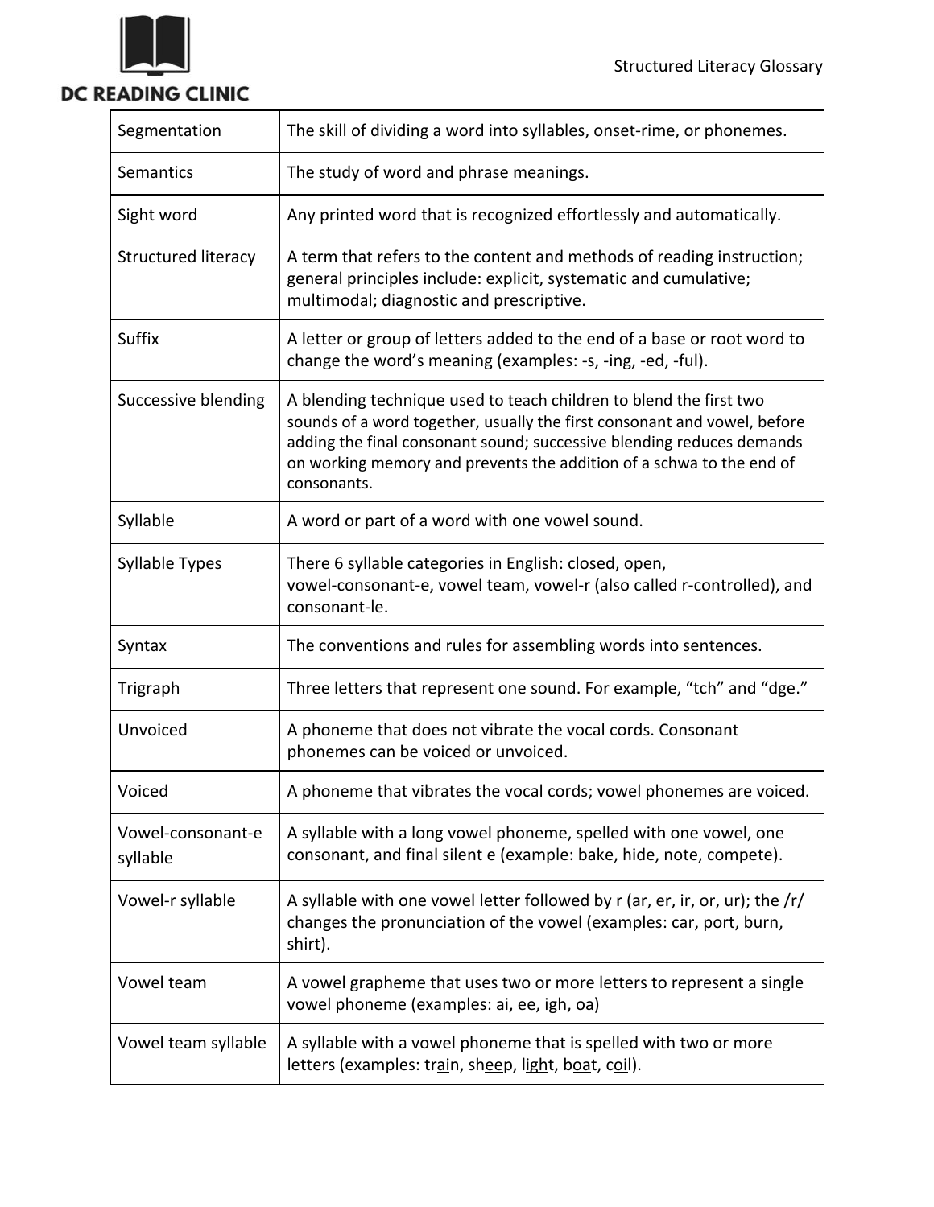| Segmentation | The skill of dividing a word into syllables, onset-rime, or phonemes. |
|---|---|
| Semantics | The study of word and phrase meanings. |
| Sight word | Any printed word that is recognized effortlessly and automatically. |
| Structured literacy | A term that refers to the content and methods of reading instruction; general principles include: explicit, systematic and cumulative; multimodal; diagnostic and prescriptive. |
| Suffix | A letter or group of letters added to the end of a base or root word to change the word's meaning (examples: -s, -ing, -ed, -ful). |
| Successive blending | A blending technique used to teach children to blend the first two sounds of a word together, usually the first consonant and vowel, before adding the final consonant sound; successive blending reduces demands on working memory and prevents the addition of a schwa to the end of consonants. |
| Syllable | A word or part of a word with one vowel sound. |
| Syllable Types | There 6 syllable categories in English: closed, open, vowel-consonant-e, vowel team, vowel-r (also called r-controlled), and consonant-le. |
| Syntax | The conventions and rules for assembling words into sentences. |
| Trigraph | Three letters that represent one sound. For example, "tch" and "dge." |
| Unvoiced | A phoneme that does not vibrate the vocal cords. Consonant phonemes can be voiced or unvoiced. |
| Voiced | A phoneme that vibrates the vocal cords; vowel phonemes are voiced. |
| Vowel-consonant-e syllable | A syllable with a long vowel phoneme, spelled with one vowel, one consonant, and final silent e (example: bake, hide, note, compete). |
| Vowel-r syllable | A syllable with one vowel letter followed by r (ar, er, ir, or, ur); the /r/ changes the pronunciation of the vowel (examples: car, port, burn, shirt). |
| Vowel team | A vowel grapheme that uses two or more letters to represent a single vowel phoneme (examples: ai, ee, igh, oa) |
| Vowel team syllable | A syllable with a vowel phoneme that is spelled with two or more letters (examples: tr<u>ai</u>n, sh<u>ee</u>p, l<u>igh</u>t, b<u>oa</u>t, c<u>oi</u>l). |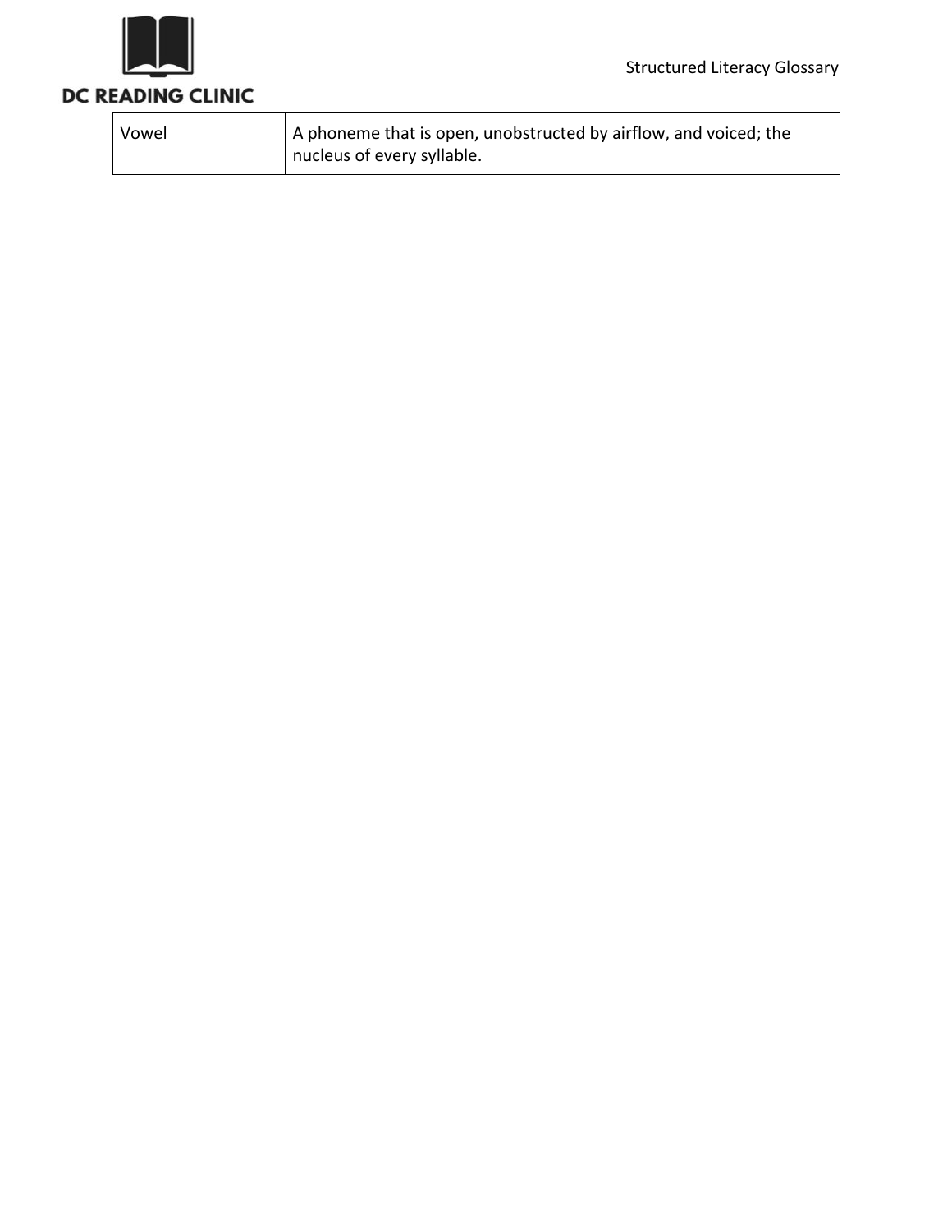| | |
|---|---|
| Vowel | A phoneme that is open, unobstructed by airflow, and voiced; the nucleus of every syllable. |